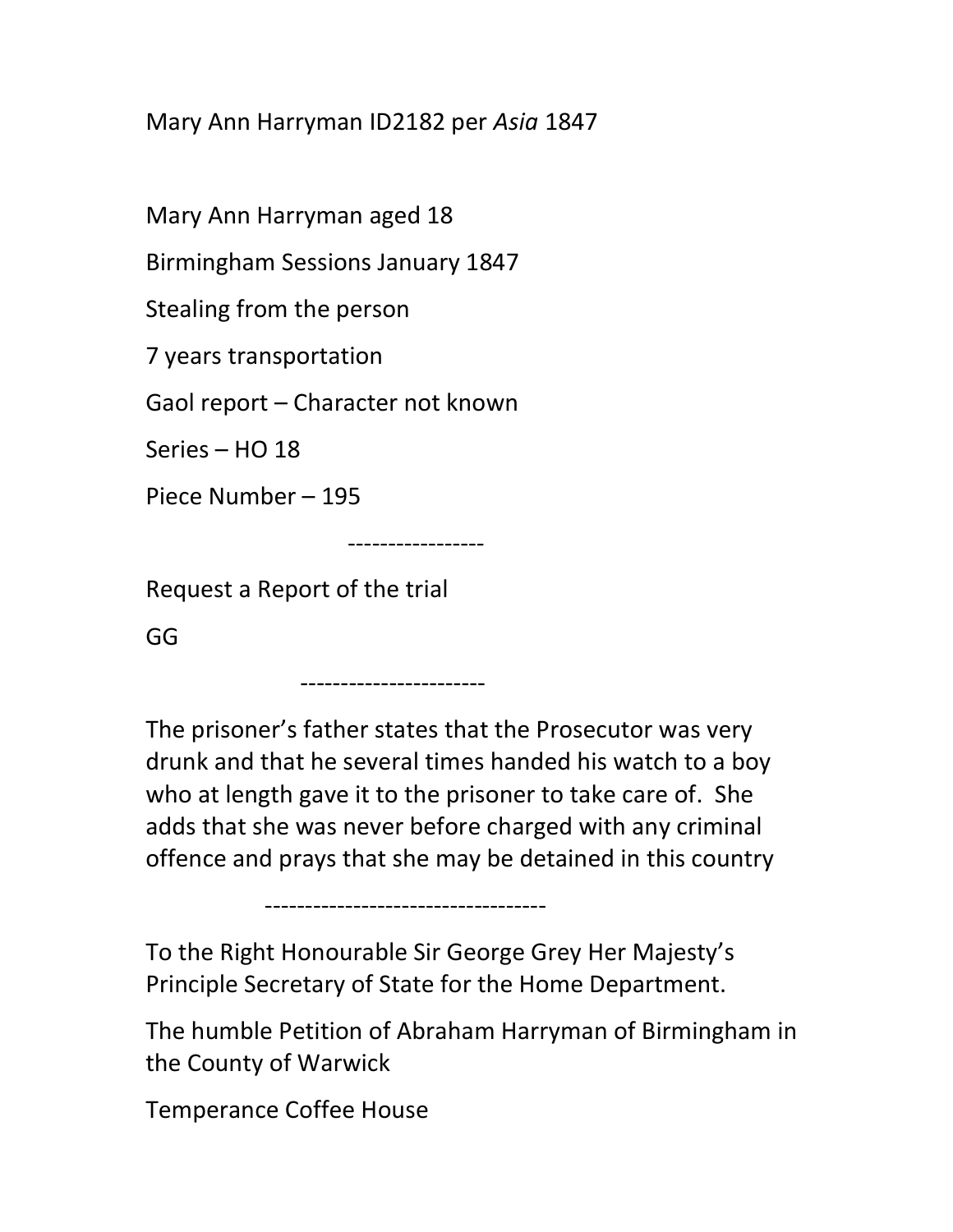Mary Ann Harryman ID2182 per *Asia* 1847

Mary Ann Harryman aged 18

Birmingham Sessions January 1847

Stealing from the person

7 years transportation

Gaol report – Character not known

Series – HO 18

Piece Number – 195

-----------------

Request a Report of the trial

GG

-----------------------

The prisoner's father states that the Prosecutor was very drunk and that he several times handed his watch to a boy who at length gave it to the prisoner to take care of. She adds that she was never before charged with any criminal offence and prays that she may be detained in this country

----------------------------------

To the Right Honourable Sir George Grey Her Majesty's Principle Secretary of State for the Home Department.

The humble Petition of Abraham Harryman of Birmingham in the County of Warwick

Temperance Coffee House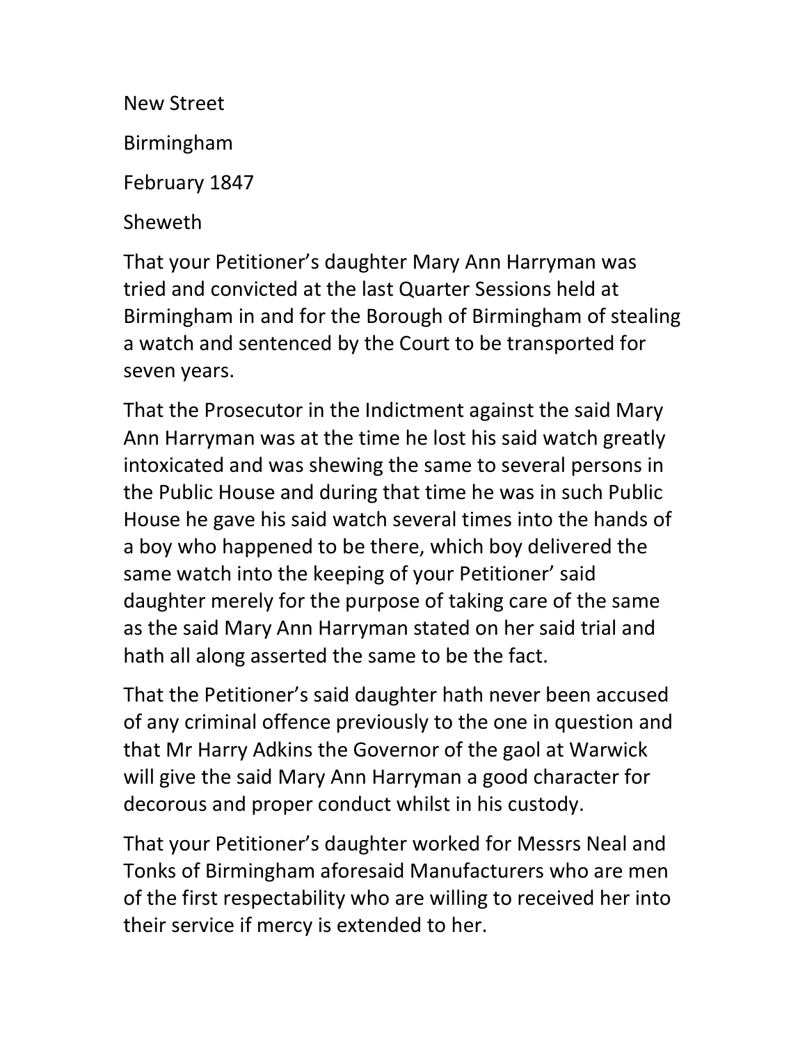New Street

Birmingham

February 1847

Sheweth

That your Petitioner's daughter Mary Ann Harryman was tried and convicted at the last Quarter Sessions held at Birmingham in and for the Borough of Birmingham of stealing a watch and sentenced by the Court to be transported for seven years.

That the Prosecutor in the Indictment against the said Mary Ann Harryman was at the time he lost his said watch greatly intoxicated and was shewing the same to several persons in the Public House and during that time he was in such Public House he gave his said watch several times into the hands of a boy who happened to be there, which boy delivered the same watch into the keeping of your Petitioner' said daughter merely for the purpose of taking care of the same as the said Mary Ann Harryman stated on her said trial and hath all along asserted the same to be the fact.

That the Petitioner's said daughter hath never been accused of any criminal offence previously to the one in question and that Mr Harry Adkins the Governor of the gaol at Warwick will give the said Mary Ann Harryman a good character for decorous and proper conduct whilst in his custody.

That your Petitioner's daughter worked for Messrs Neal and Tonks of Birmingham aforesaid Manufacturers who are men of the first respectability who are willing to received her into their service if mercy is extended to her.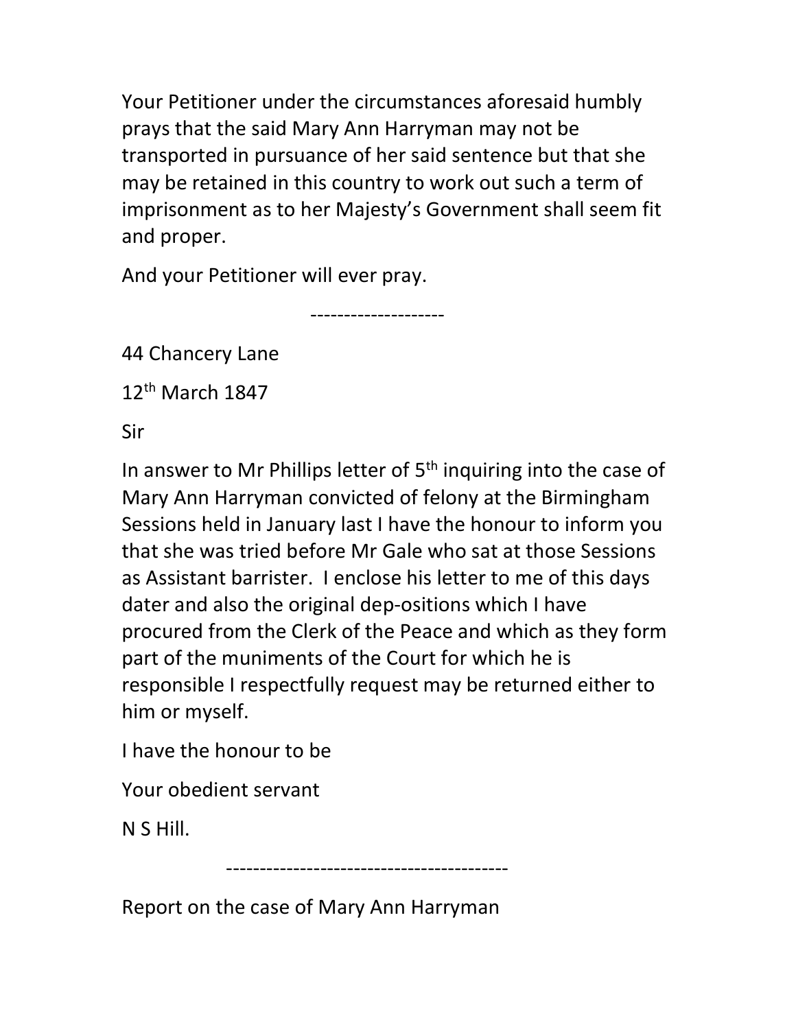Your Petitioner under the circumstances aforesaid humbly prays that the said Mary Ann Harryman may not be transported in pursuance of her said sentence but that she may be retained in this country to work out such a term of imprisonment as to her Majesty's Government shall seem fit and proper.

And your Petitioner will ever pray.

--------------------

44 Chancery Lane

12th March 1847

Sir

In answer to Mr Phillips letter of 5th inquiring into the case of Mary Ann Harryman convicted of felony at the Birmingham Sessions held in January last I have the honour to inform you that she was tried before Mr Gale who sat at those Sessions as Assistant barrister. I enclose his letter to me of this days dater and also the original dep-ositions which I have procured from the Clerk of the Peace and which as they form part of the muniments of the Court for which he is responsible I respectfully request may be returned either to him or myself.

I have the honour to be

Your obedient servant

N S Hill.

------------------------------------------

Report on the case of Mary Ann Harryman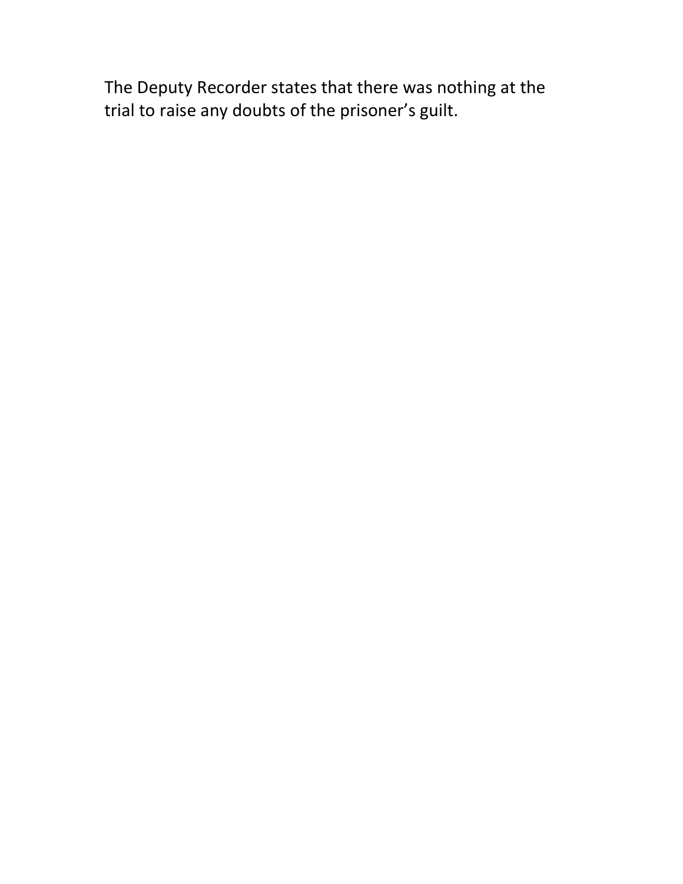The Deputy Recorder states that there was nothing at the trial to raise any doubts of the prisoner's guilt.